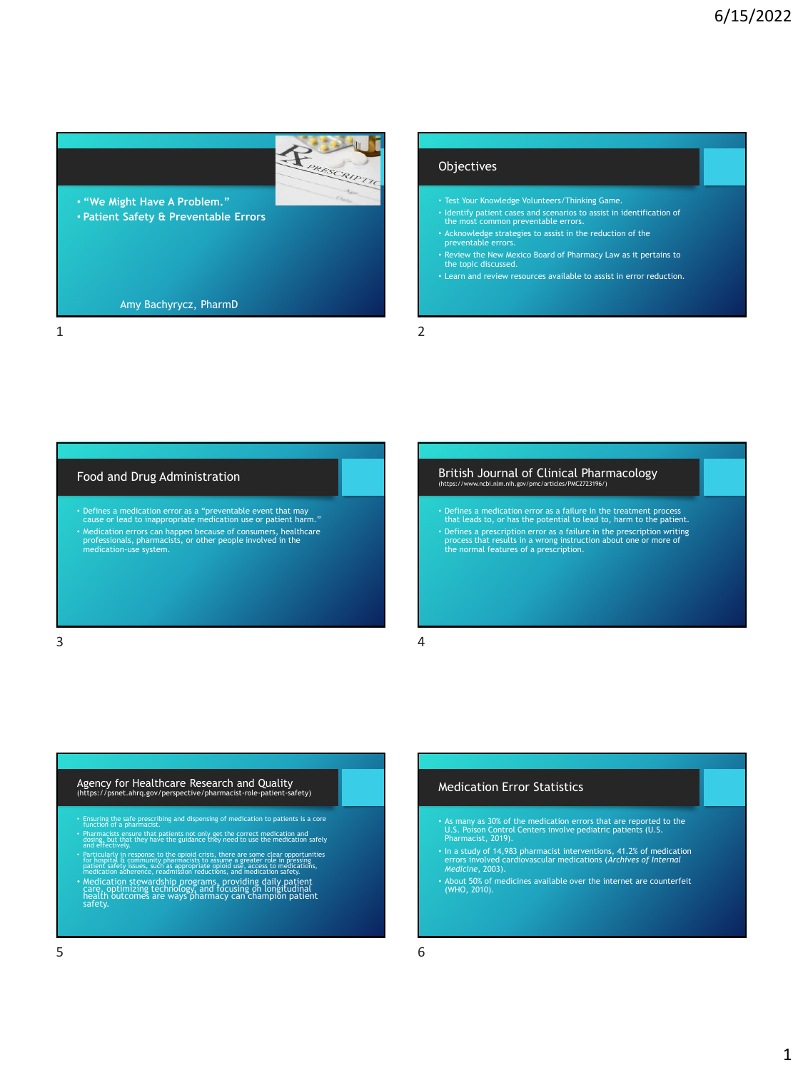## Slide 1

- **"We Might Have A Problem."**
- **Patient Safety & Preventable Errors**

Amy Bachyrycz, PharmD

## Slide 2: Objectives

- Test Your Knowledge Volunteers/Thinking Game.
- Identify patient cases and scenarios to assist in identification of the most common preventable errors.
- Acknowledge strategies to assist in the reduction of the preventable errors.
- Review the New Mexico Board of Pharmacy Law as it pertains to the topic discussed.
- Learn and review resources available to assist in error reduction.

## Slide 3: Food and Drug Administration

- Defines a medication error as a "preventable event that may cause or lead to inappropriate medication use or patient harm."
- Medication errors can happen because of consumers, healthcare professionals, pharmacists, or other people involved in the medication-use system.

## Slide 4: British Journal of Clinical Pharmacology

(https://www.ncbi.nlm.nih.gov/pmc/articles/PMC2723196/)

- Defines a medication error as a failure in the treatment process that leads to, or has the potential to lead to, harm to the patient.
- Defines a prescription error as a failure in the prescription writing process that results in a wrong instruction about one or more of the normal features of a prescription.

## Slide 5: Agency for Healthcare Research and Quality

(https://psnet.ahrq.gov/perspective/pharmacist-role-patient-safety)

- Ensuring the safe prescribing and dispensing of medication to patients is a core function of a pharmacist.
- Pharmacists ensure that patients not only get the correct medication and dosing, but that they have the guidance they need to use the medication safely and effectively.
- Particularly in response to the opioid crisis, there are some clear opportunities for hospital & community pharmacists to assume a greater role in pressing patient safety issues, such as appropriate opioid use, access to medications, medication adherence, readmission reductions, and medication safety.
- Medication stewardship programs, providing daily patient care, optimizing technology, and focusing on longitudinal health outcomes are ways pharmacy can champion patient safety.

## Slide 6: Medication Error Statistics

- As many as 30% of the medication errors that are reported to the U.S. Poison Control Centers involve pediatric patients (U.S. Pharmacist, 2019).
- In a study of 14,983 pharmacist interventions, 41.2% of medication errors involved cardiovascular medications (*Archives of Internal Medicine*, 2003).
- About 50% of medicines available over the internet are counterfeit (WHO, 2010).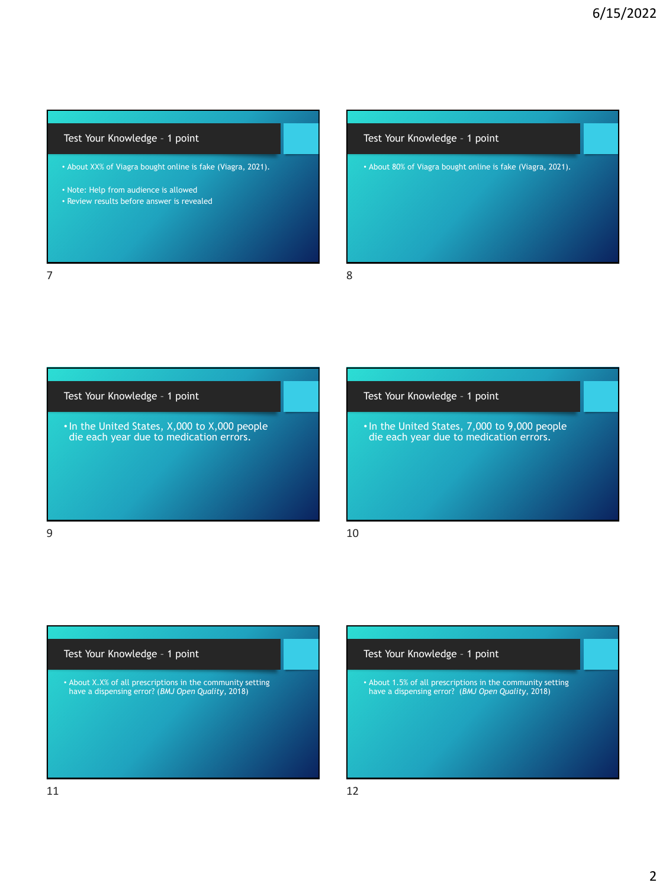## Test Your Knowledge - 1 point

- About XX% of Viagra bought online is fake (Viagra, 2021).

- Note: Help from audience is allowed
- Review results before answer is revealed

## Test Your Knowledge - 1 point

- About 80% of Viagra bought online is fake (Viagra, 2021).

## Test Your Knowledge - 1 point

- In the United States, X,000 to X,000 people die each year due to medication errors.

## Test Your Knowledge - 1 point

- In the United States, 7,000 to 9,000 people die each year due to medication errors.

## Test Your Knowledge - 1 point

- About X.X% of all prescriptions in the community setting have a dispensing error? (*BMJ Open Quality*, 2018)

## Test Your Knowledge - 1 point

- About 1.5% of all prescriptions in the community setting have a dispensing error? (*BMJ Open Quality*, 2018)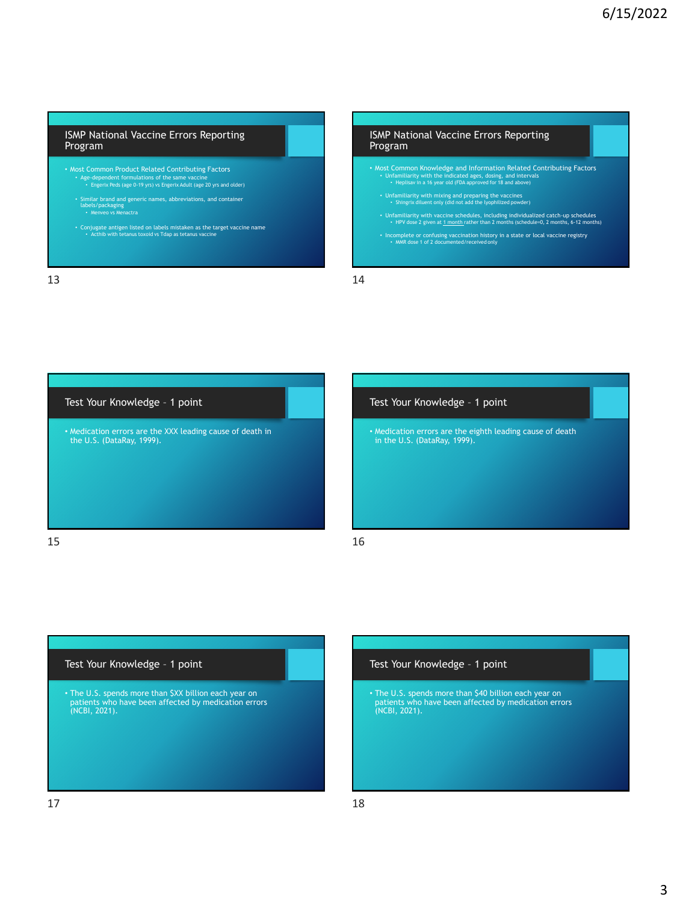## ISMP National Vaccine Errors Reporting Program

- Most Common Product Related Contributing Factors
  - Age-dependent formulations of the same vaccine
    - Engerix Peds (age 0-19 yrs) vs Engerix Adult (age 20 yrs and older)
  - Similar brand and generic names, abbreviations, and container labels/packaging
    - Menveo vs Menactra
  - Conjugate antigen listed on labels mistaken as the target vaccine name
    - Acthib with tetanus toxoid vs Tdap as tetanus vaccine

## ISMP National Vaccine Errors Reporting Program

- Most Common Knowledge and Information Related Contributing Factors
  - Unfamiliarity with the indicated ages, dosing, and intervals
    - Heplisav in a 16 year old (FDA approved for 18 and above)
  - Unfamiliarity with mixing and preparing the vaccines
    - Shingrix diluent only (did not add the lyophilized powder)
  - Unfamiliarity with vaccine schedules, including individualized catch-up schedules
    - HPV dose 2 given at 1 month rather than 2 months (schedule=0, 2 months, 6-12 months)
  - Incomplete or confusing vaccination history in a state or local vaccine registry
    - MMR dose 1 of 2 documented/received only

## Test Your Knowledge - 1 point

- Medication errors are the XXX leading cause of death in the U.S. (DataRay, 1999).

## Test Your Knowledge - 1 point

- Medication errors are the eighth leading cause of death in the U.S. (DataRay, 1999).

## Test Your Knowledge - 1 point

- The U.S. spends more than $XX billion each year on patients who have been affected by medication errors (NCBI, 2021).

## Test Your Knowledge - 1 point

- The U.S. spends more than $40 billion each year on patients who have been affected by medication errors (NCBI, 2021).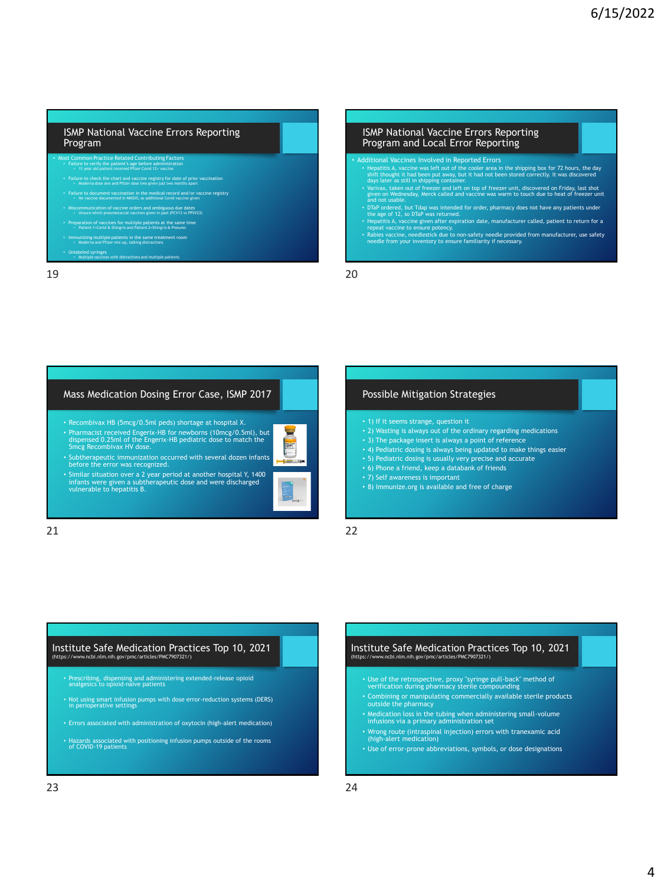## ISMP National Vaccine Errors Reporting Program

- Most Common Practice Related Contributing Factors
  - Failure to verify the patient's age before administration
    - 11 year old patient received Pfizer Covid 12+ vaccine
  - Failure to check the chart and vaccine registry for date of prior vaccination
    - Moderna dose one and Pfizer dose two given just two months apart
  - Failure to document vaccination in the medical record and/or vaccine registry
    - No vaccine documented in NMSIIS, so additional Covid vaccine given
  - Miscommunication of vaccine orders and ambiguous due dates
    - Unsure which pneumococcal vaccines given in past (PCV13 vs PPSV23)
  - Preparation of vaccines for multiple patients at the same time
    - Patient 1=Covid & Shingrix and Patient 2=Shingrix & Pneumo
  - Immunizing multiple patients in the same treatment room
    - Moderna and Pfizer mix-up, talking distractions
  - Unlabeled syringes
    - Multiple vaccines with distractions and multiple patients

## ISMP National Vaccine Errors Reporting Program and Local Error Reporting

- Additional Vaccines Involved in Reported Errors
  - Hepatitis A, vaccine was left out of the cooler area in the shipping box for 72 hours, the day shift thought it had been put away, but it had not been stored correctly. It was discovered days later as still in shipping container.
  - Varivax, taken out of freezer and left on top of freezer unit, discovered on Friday, last shot given on Wednesday, Merck called and vaccine was warm to touch due to heat of freezer unit and not usable.
  - DTaP ordered, but Tdap was intended for order, pharmacy does not have any patients under the age of 12, so DTaP was returned.
  - Hepatitis A, vaccine given after expiration date, manufacturer called, patient to return for a repeat vaccine to ensure potency.
  - Rabies vaccine, needlestick due to non-safety needle provided from manufacturer, use safety needle from your inventory to ensure familiarity if necessary.

## Mass Medication Dosing Error Case, ISMP 2017

- Recombivax HB (5mcg/0.5ml peds) shortage at hospital X.
- Pharmacist received Engerix-HB for newborns (10mcg/0.5ml), but dispensed 0.25ml of the Engerix-HB pediatric dose to match the 5mcg Recombivax HV dose.
- Subtherapeutic immunization occurred with several dozen infants before the error was recognized.
- Similar situation over a 2 year period at another hospital Y, 1400 infants were given a subtherapeutic dose and were discharged vulnerable to hepatitis B.

## Possible Mitigation Strategies

- 1) If it seems strange, question it
- 2) Wasting is always out of the ordinary regarding medications
- 3) The package insert is always a point of reference
- 4) Pediatric dosing is always being updated to make things easier
- 5) Pediatric dosing is usually very precise and accurate
- 6) Phone a friend, keep a databank of friends
- 7) Self awareness is important
- 8) Immunize.org is available and free of charge

## Institute Safe Medication Practices Top 10, 2021

(https://www.ncbi.nlm.nih.gov/pmc/articles/PMC7907321/)

- Prescribing, dispensing and administering extended-release opioid analgesics to opioid-naïve patients
- Not using smart infusion pumps with dose error-reduction systems (DERS) in perioperative settings
- Errors associated with administration of oxytocin (high-alert medication)
- Hazards associated with positioning infusion pumps outside of the rooms of COVID-19 patients

## Institute Safe Medication Practices Top 10, 2021

(https://www.ncbi.nlm.nih.gov/pmc/articles/PMC7907321/)

- Use of the retrospective, proxy "syringe pull-back" method of verification during pharmacy sterile compounding
- Combining or manipulating commercially available sterile products outside the pharmacy
- Medication loss in the tubing when administering small-volume infusions via a primary administration set
- Wrong route (intraspinal injection) errors with tranexamic acid (high-alert medication)
- Use of error-prone abbreviations, symbols, or dose designations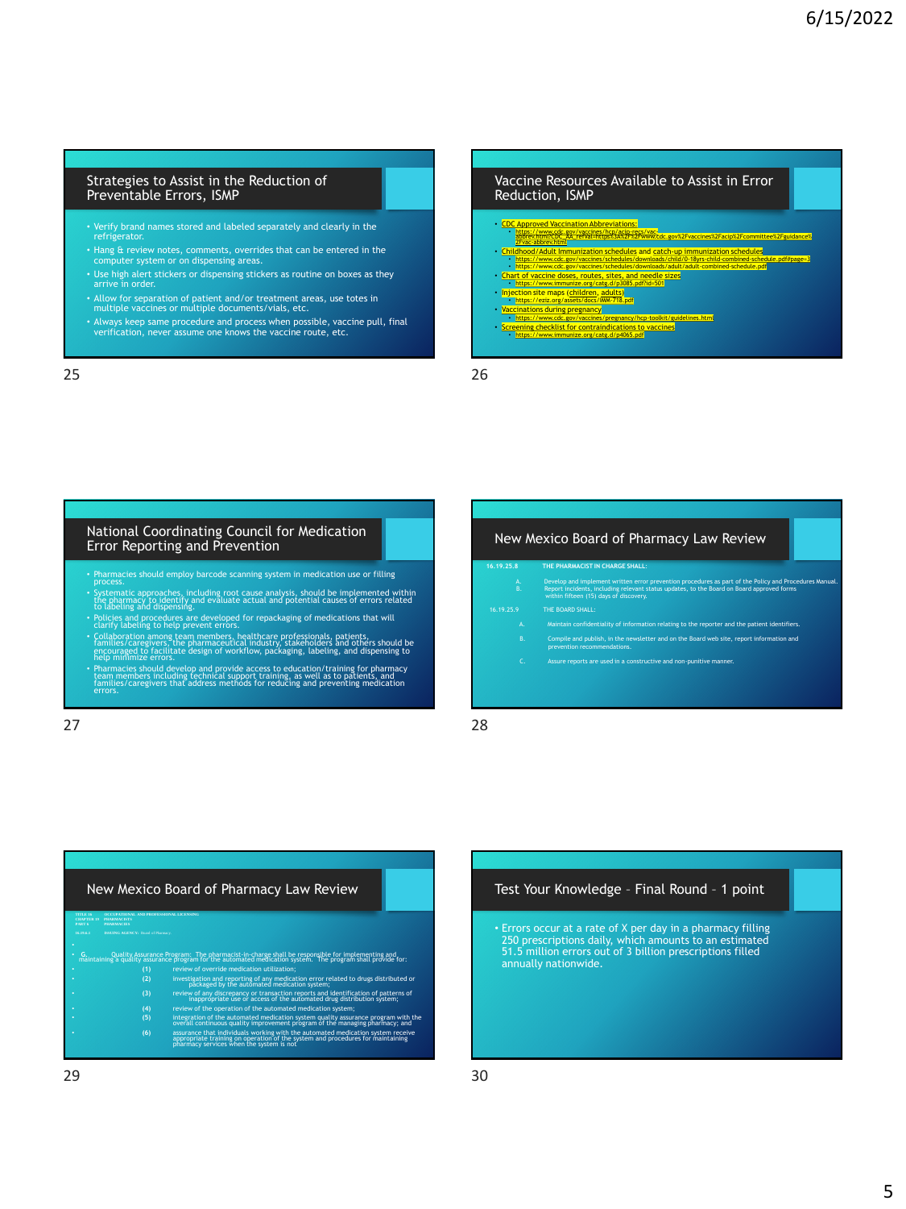## Strategies to Assist in the Reduction of Preventable Errors, ISMP

- Verify brand names stored and labeled separately and clearly in the refrigerator.
- Hang & review notes, comments, overrides that can be entered in the computer system or on dispensing areas.
- Use high alert stickers or dispensing stickers as routine on boxes as they arrive in order.
- Allow for separation of patient and/or treatment areas, use totes in multiple vaccines or multiple documents/vials, etc.
- Always keep same procedure and process when possible, vaccine pull, final verification, never assume one knows the vaccine route, etc.

## Vaccine Resources Available to Assist in Error Reduction, ISMP

- CDC Approved Vaccination Abbreviations:
  - https://www.cdc.gov/vaccines/hcp/acip-recs/vac-abbrev.html?CDC_AA_refVal=https%3A%2F%2Fwww.cdc.gov%2Fvaccines%2Facip%2Fcommittee%2Fguidance%2Fvac-abbrev.html
- Childhood/Adult Immunization schedules and catch-up immunization schedules
  - https://www.cdc.gov/vaccines/schedules/downloads/child/0-18yrs-child-combined-schedule.pdf#page=3
  - https://www.cdc.gov/vaccines/schedules/downloads/adult/adult-combined-schedule.pdf
- Chart of vaccine doses, routes, sites, and needle sizes
  - https://www.immunize.org/catg.d/p3085.pdf?id=501
- Injection site maps (children, adults)
  - https://eziz.org/assets/docs/IMM-718.pdf
- Vaccinations during pregnancy
  - https://www.cdc.gov/vaccines/pregnancy/hcp-toolkit/guidelines.html
- Screening checklist for contraindications to vaccines
  - https://www.immunize.org/catg.d/p4065.pdf

## National Coordinating Council for Medication Error Reporting and Prevention

- Pharmacies should employ barcode scanning system in medication use or filling process.
- Systematic approaches, including root cause analysis, should be implemented within the pharmacy to identify and evaluate actual and potential causes of errors related to labeling and dispensing.
- Policies and procedures are developed for repackaging of medications that will clarify labeling to help prevent errors.
- Collaboration among team members, healthcare professionals, patients, families/caregivers, the pharmaceutical industry, stakeholders and others should be encouraged to facilitate design of workflow, packaging, labeling, and dispensing to help minimize errors.
- Pharmacies should develop and provide access to education/training for pharmacy team members including technical support training, as well as to patients, and families/caregivers that address methods for reducing and preventing medication errors.

## New Mexico Board of Pharmacy Law Review

**16.19.25.8 THE PHARMACIST IN CHARGE SHALL:**

A. Develop and implement written error prevention procedures as part of the Policy and Procedures Manual.
B. Report incidents, including relevant status updates, to the Board on Board approved forms within fifteen (15) days of discovery.

**16.19.25.9 THE BOARD SHALL:**

A. Maintain confidentiality of information relating to the reporter and the patient identifiers.
B. Compile and publish, in the newsletter and on the Board web site, report information and prevention recommendations.
C. Assure reports are used in a constructive and non-punitive manner.

## New Mexico Board of Pharmacy Law Review

TITLE 16 OCCUPATIONAL AND PROFESSIONAL LICENSING
CHAPTER 19 PHARMACISTS
PART 6 PHARMACIES

16.19.6.1 ISSUING AGENCY: Board of Pharmacy.

- G. Quality Assurance Program: The pharmacist-in-charge shall be responsible for implementing and maintaining a quality assurance program for the automated medication system. The program shall provide for:
  - (1) review of override medication utilization;
  - (2) investigation and reporting of any medication error related to drugs distributed or packaged by the automated medication system;
  - (3) review of any discrepancy or transaction reports and identification of patterns of inappropriate use or access of the automated drug distribution system;
  - (4) review of the operation of the automated medication system;
  - (5) integration of the automated medication system quality assurance program with the overall continuous quality improvement program of the managing pharmacy; and
  - (6) assurance that individuals working with the automated medication system receive appropriate training on operation of the system and procedures for maintaining pharmacy services when the system is not

## Test Your Knowledge – Final Round – 1 point

- Errors occur at a rate of X per day in a pharmacy filling 250 prescriptions daily, which amounts to an estimated 51.5 million errors out of 3 billion prescriptions filled annually nationwide.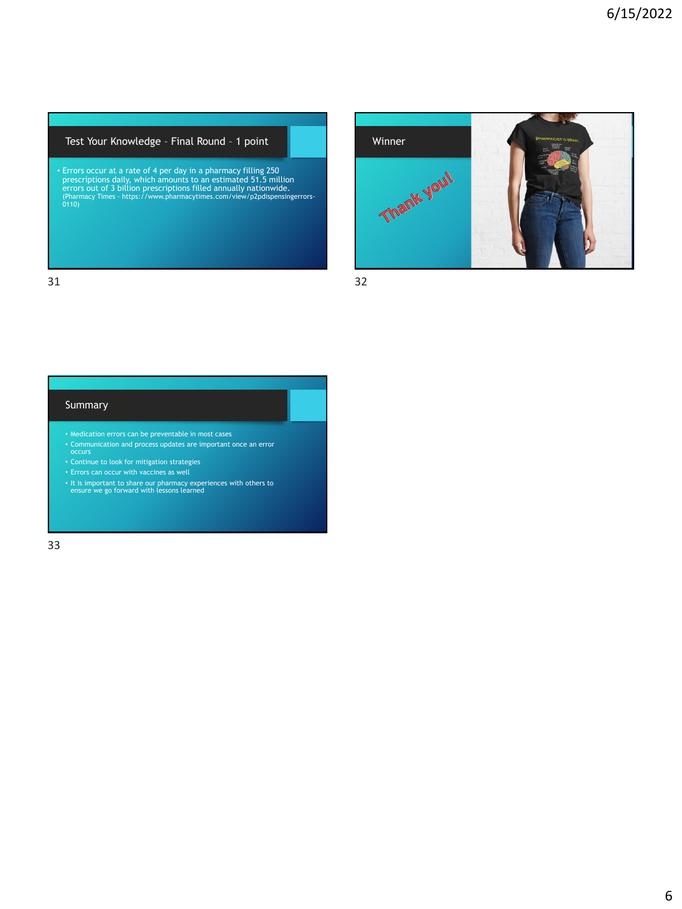## Test Your Knowledge – Final Round – 1 point

- Errors occur at a rate of 4 per day in a pharmacy filling 250 prescriptions daily, which amounts to an estimated 51.5 million errors out of 3 billion prescriptions filled annually nationwide. (Pharmacy Times - https://www.pharmacytimes.com/view/p2pdispensingerrors-0110)

## Winner

Thank you!

## Summary

- Medication errors can be preventable in most cases
- Communication and process updates are important once an error occurs
- Continue to look for mitigation strategies
- Errors can occur with vaccines as well
- It is important to share our pharmacy experiences with others to ensure we go forward with lessons learned